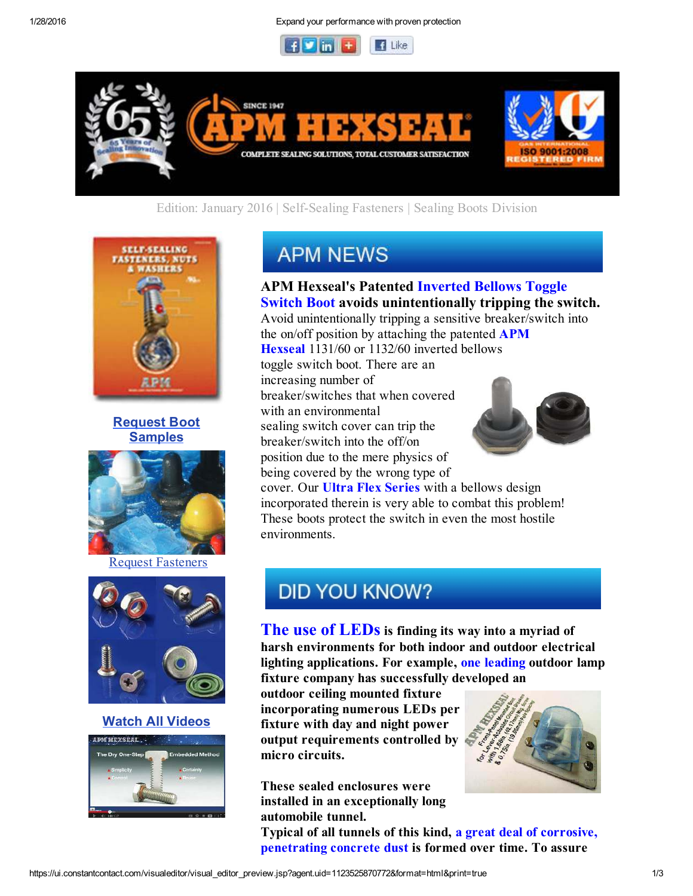Expand your performance with proven protection

Edition: January 2016 | Self-Sealing Fasteners | Sealing Boots Division

Request Boot Samples

Request Fasteners

Watch All Videos

## APM NEWS

**APM Hexseal's Patented Inverted Bellows Toggle Switch Boot avoids unintentionally tripping the switch.**

Avoid unintentionally tripping a sensitive breaker/switch into the on/off position by attaching the patented **APM Hexseal** 1131/60 or 1132/60 inverted bellows toggle switch boot. There are an increasing number of breaker/switches that when covered with an environmental sealing switch cover can trip the breaker/switch into the off/on position due to the mere physics of being covered by the wrong type of cover. Our **Ultra Flex Series** with a bellows design incorporated therein is very able to combat this problem! These boots protect the switch in even the most hostile environments.

## DID YOU KNOW?

**The use of LEDs is finding its way into a myriad of harsh environments for both indoor and outdoor electrical lighting applications. For example, one leading outdoor lamp fixture company has successfully developed an outdoor ceiling mounted fixture incorporating numerous LEDs per fixture with day and night power output requirements controlled by micro circuits.**

**These sealed enclosures were installed in an exceptionally long automobile tunnel.**

**Typical of all tunnels of this kind, a great deal of corrosive, penetrating concrete dust is formed over time. To assure**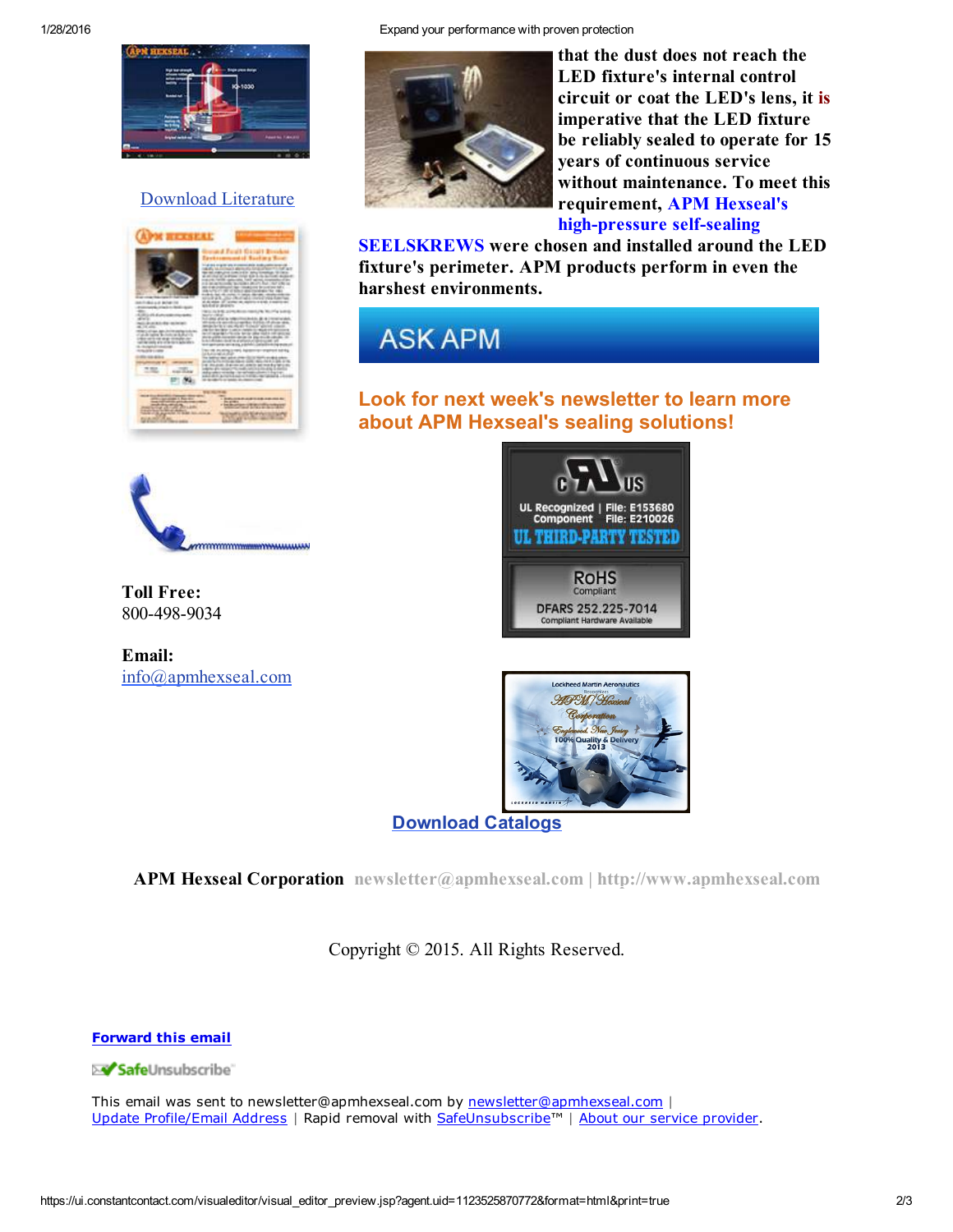that the dust does not reach the LED fixture's internal control circuit or coat the LED's lens, it is imperative that the LED fixture be reliably sealed to operate for 15 years of continuous service without maintenance. To meet this requirement, APM Hexseal's high-pressure self-sealing SEELSKREWS were chosen and installed around the LED fixture's perimeter. APM products perform in even the harshest environments.

ASK APM

**Look for next week's newsletter to learn more about APM Hexseal's sealing solutions!**

Download Literature

**Toll Free:**
800-498-9034

**Email:**
info@apmhexseal.com

Download Catalogs

**APM Hexseal Corporation** newsletter@apmhexseal.com | http://www.apmhexseal.com

Copyright © 2015. All Rights Reserved.

**Forward this email**

SafeUnsubscribe

This email was sent to newsletter@apmhexseal.com by newsletter@apmhexseal.com |
Update Profile/Email Address | Rapid removal with SafeUnsubscribe™ | About our service provider.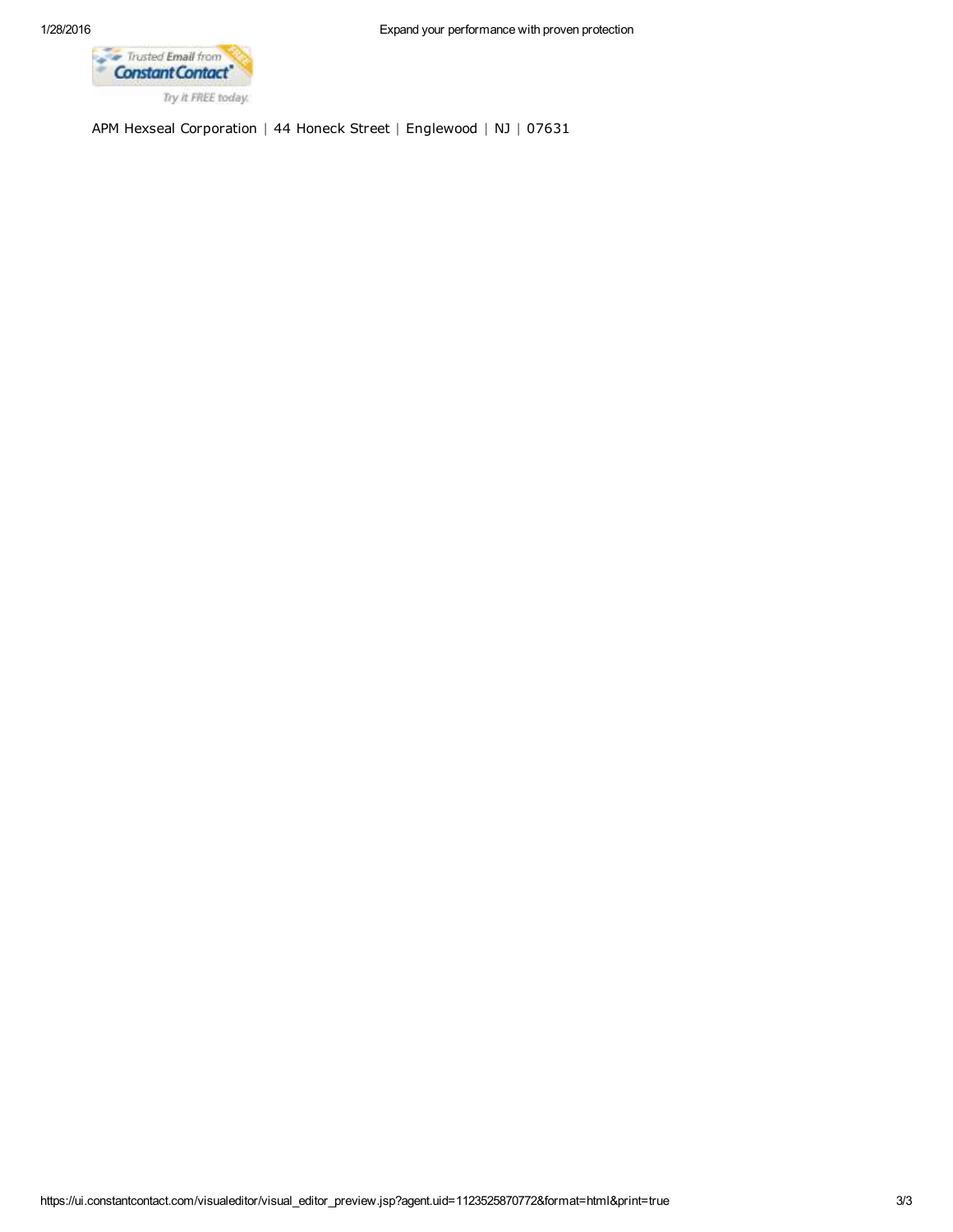Trusted Email from Constant Contact

Try it FREE today.

APM Hexseal Corporation | 44 Honeck Street | Englewood | NJ | 07631